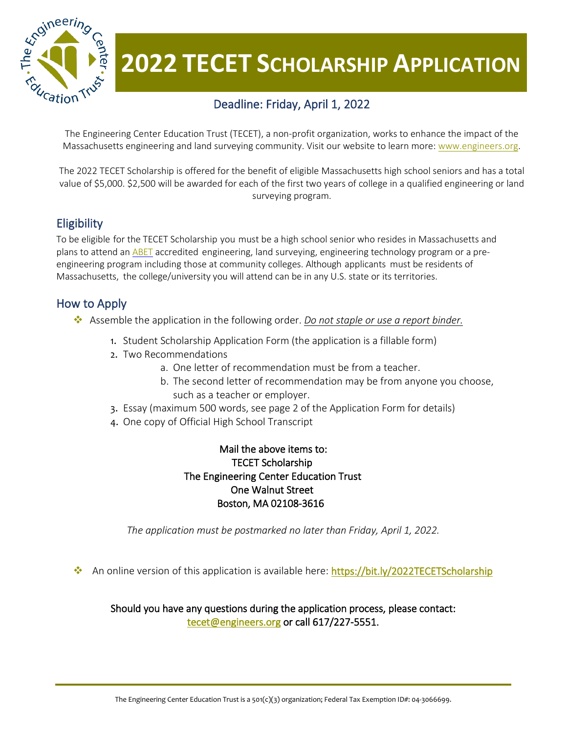# 2022 TECET Scholarship Application

## Deadline: Friday, April 1, 2022

The Engineering Center Education Trust (TECET), a non-profit organization, works to enhance the impact of the Massachusetts engineering and land surveying community. Visit our website to learn more: www.engineers.org.

The 2022 TECET Scholarship is offered for the benefit of eligible Massachusetts high school seniors and has a total value of $5,000. $2,500 will be awarded for each of the first two years of college in a qualified engineering or land surveying program.

## Eligibility

To be eligible for the TECET Scholarship you must be a high school senior who resides in Massachusetts and plans to attend an ABET accredited engineering, land surveying, engineering technology program or a pre-engineering program including those at community colleges. Although applicants must be residents of Massachusetts, the college/university you will attend can be in any U.S. state or its territories.

## How to Apply

- Assemble the application in the following order. *Do not staple or use a report binder.*
  1. Student Scholarship Application Form (the application is a fillable form)
  2. Two Recommendations
     a. One letter of recommendation must be from a teacher.
     b. The second letter of recommendation may be from anyone you choose, such as a teacher or employer.
  3. Essay (maximum 500 words, see page 2 of the Application Form for details)
  4. One copy of Official High School Transcript

Mail the above items to:
TECET Scholarship
The Engineering Center Education Trust
One Walnut Street
Boston, MA 02108-3616

*The application must be postmarked no later than Friday, April 1, 2022.*

- An online version of this application is available here: https://bit.ly/2022TECETScholarship

Should you have any questions during the application process, please contact:
tecet@engineers.org or call 617/227-5551.

The Engineering Center Education Trust is a 501(c)(3) organization; Federal Tax Exemption ID#: 04-3066699.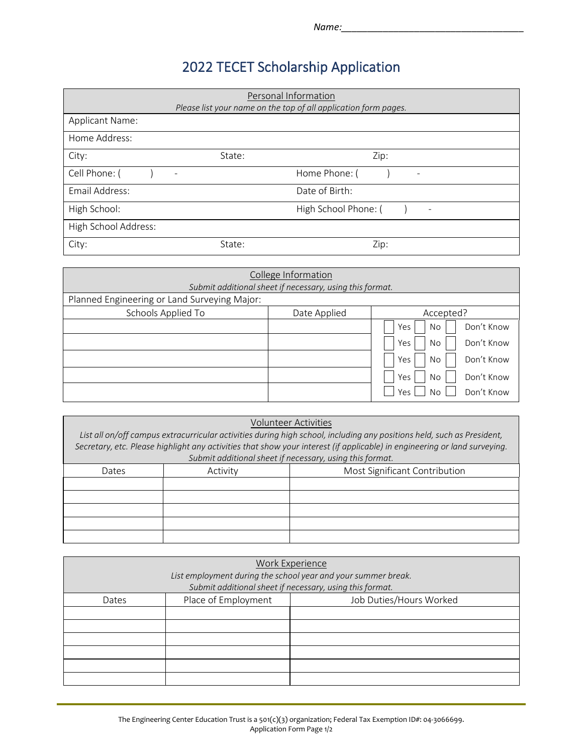Name:___________________________________

# 2022 TECET Scholarship Application

| Personal Information<br>*Please list your name on the top of all application form pages.* | | |
|---|---|---|
| Applicant Name: | | |
| Home Address: | | |
| City: | State: | Zip: |
| Cell Phone: (     )     - | Home Phone: (     )     - | |
| Email Address: | Date of Birth: | |
| High School: | High School Phone: (     )     - | |
| High School Address: | | |
| City: | State: | Zip: |

| College Information<br>*Submit additional sheet if necessary, using this format.* | | |
|---|---|---|
| Planned Engineering or Land Surveying Major: | | |
| Schools Applied To | Date Applied | Accepted? |
| | | ☐ Yes ☐ No ☐ Don't Know |
| | | ☐ Yes ☐ No ☐ Don't Know |
| | | ☐ Yes ☐ No ☐ Don't Know |
| | | ☐ Yes ☐ No ☐ Don't Know |
| | | ☐ Yes ☐ No ☐ Don't Know |

**Volunteer Activities**

*List all on/off campus extracurricular activities during high school, including any positions held, such as President, Secretary, etc. Please highlight any activities that show your interest (if applicable) in engineering or land surveying. Submit additional sheet if necessary, using this format.*

| Dates | Activity | Most Significant Contribution |
|---|---|---|
| | | |
| | | |
| | | |
| | | |
| | | |

**Work Experience**

*List employment during the school year and your summer break.*
*Submit additional sheet if necessary, using this format.*

| Dates | Place of Employment | Job Duties/Hours Worked |
|---|---|---|
| | | |
| | | |
| | | |
| | | |
| | | |
| | | |

The Engineering Center Education Trust is a 501(c)(3) organization; Federal Tax Exemption ID#: 04-3066699.
Application Form Page 1/2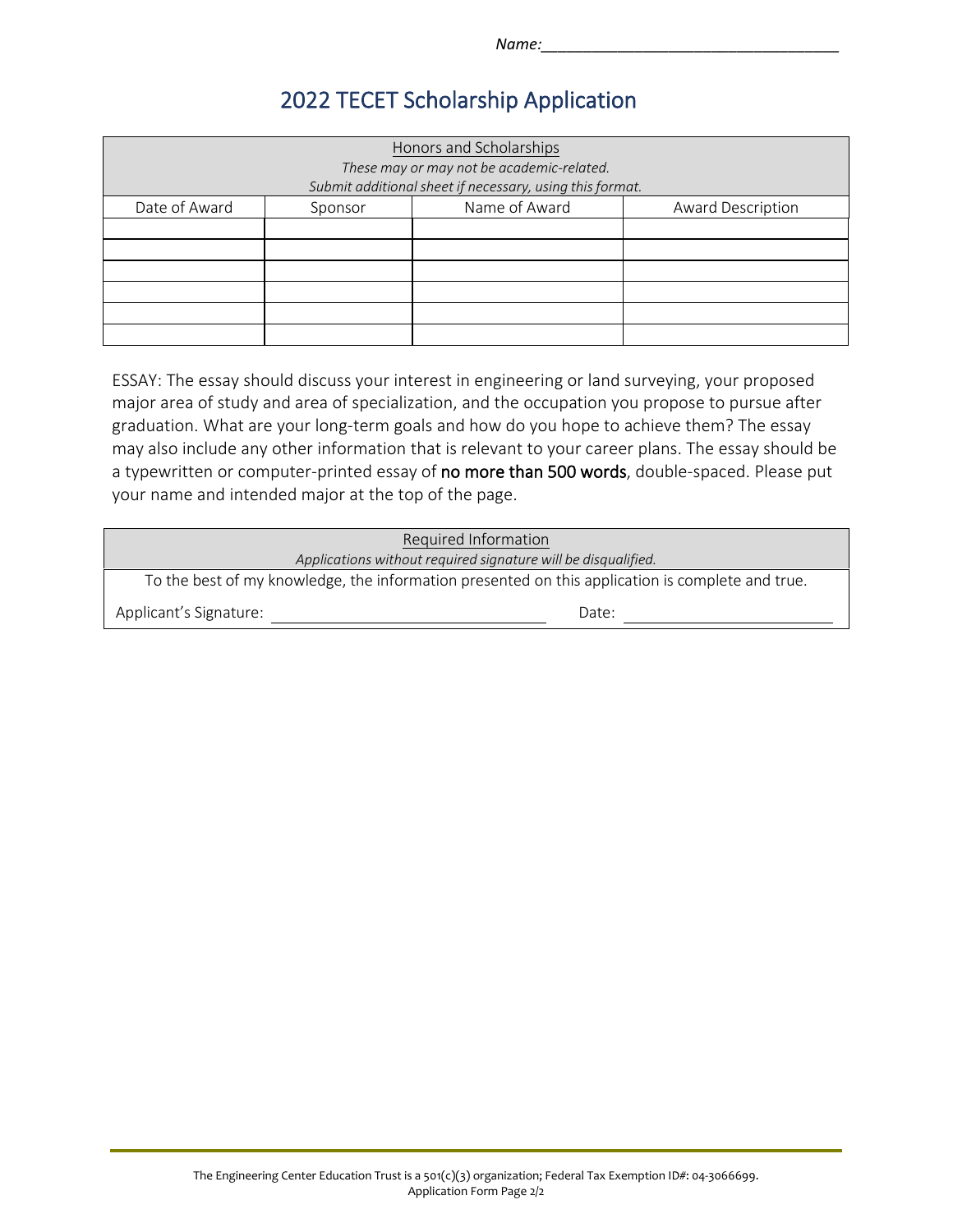Name:\_\_\_\_\_\_\_\_\_\_\_\_\_\_\_\_\_\_\_\_\_\_\_\_\_\_\_\_\_\_\_\_\_\_\_

# 2022 TECET Scholarship Application

| Honors and Scholarships<br>*These may or may not be academic-related.*<br>*Submit additional sheet if necessary, using this format.* | | | |
|---|---|---|---|
| Date of Award | Sponsor | Name of Award | Award Description |
| | | | |
| | | | |
| | | | |
| | | | |
| | | | |
| | | | |

ESSAY: The essay should discuss your interest in engineering or land surveying, your proposed major area of study and area of specialization, and the occupation you propose to pursue after graduation. What are your long-term goals and how do you hope to achieve them? The essay may also include any other information that is relevant to your career plans. The essay should be a typewritten or computer-printed essay of **no more than 500 words**, double-spaced. Please put your name and intended major at the top of the page.

| Required Information<br>*Applications without required signature will be disqualified.* | | | |
|---|---|---|---|
| To the best of my knowledge, the information presented on this application is complete and true. | | | |
| Applicant's Signature: | \_\_\_\_\_\_\_\_\_\_\_\_\_\_\_\_\_\_\_\_\_\_\_\_ | Date: | \_\_\_\_\_\_\_\_\_\_\_\_\_\_\_\_\_\_ |

The Engineering Center Education Trust is a 501(c)(3) organization; Federal Tax Exemption ID#: 04-3066699.